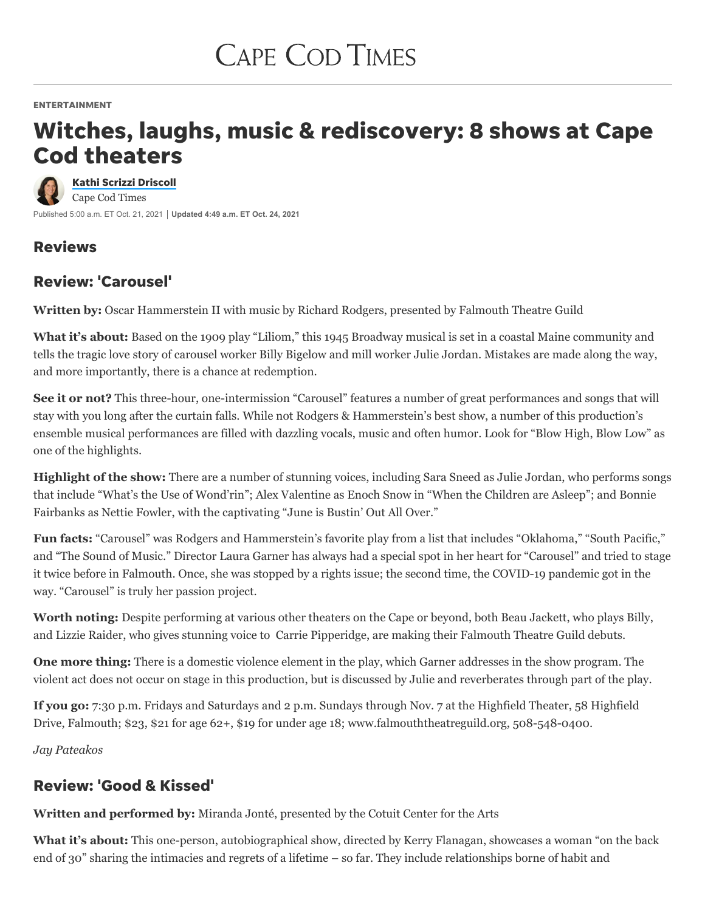# Cape Cod Times

ENTERTAINMENT

# Witches, laughs, music & rediscovery: 8 shows at Cape Cod theaters

Kathi Scrizzi Driscoll
Cape Cod Times

Published 5:00 a.m. ET Oct. 21, 2021 | Updated 4:49 a.m. ET Oct. 24, 2021

## Reviews

## Review: 'Carousel'

**Written by:** Oscar Hammerstein II with music by Richard Rodgers, presented by Falmouth Theatre Guild

**What it's about:** Based on the 1909 play "Liliom," this 1945 Broadway musical is set in a coastal Maine community and tells the tragic love story of carousel worker Billy Bigelow and mill worker Julie Jordan. Mistakes are made along the way, and more importantly, there is a chance at redemption.

**See it or not?** This three-hour, one-intermission "Carousel" features a number of great performances and songs that will stay with you long after the curtain falls. While not Rodgers & Hammerstein's best show, a number of this production's ensemble musical performances are filled with dazzling vocals, music and often humor. Look for "Blow High, Blow Low" as one of the highlights.

**Highlight of the show:** There are a number of stunning voices, including Sara Sneed as Julie Jordan, who performs songs that include "What's the Use of Wond'rin"; Alex Valentine as Enoch Snow in "When the Children are Asleep"; and Bonnie Fairbanks as Nettie Fowler, with the captivating "June is Bustin' Out All Over."

**Fun facts:** "Carousel" was Rodgers and Hammerstein's favorite play from a list that includes "Oklahoma," "South Pacific," and "The Sound of Music." Director Laura Garner has always had a special spot in her heart for "Carousel" and tried to stage it twice before in Falmouth. Once, she was stopped by a rights issue; the second time, the COVID-19 pandemic got in the way. "Carousel" is truly her passion project.

**Worth noting:** Despite performing at various other theaters on the Cape or beyond, both Beau Jackett, who plays Billy, and Lizzie Raider, who gives stunning voice to Carrie Pipperidge, are making their Falmouth Theatre Guild debuts.

**One more thing:** There is a domestic violence element in the play, which Garner addresses in the show program. The violent act does not occur on stage in this production, but is discussed by Julie and reverberates through part of the play.

**If you go:** 7:30 p.m. Fridays and Saturdays and 2 p.m. Sundays through Nov. 7 at the Highfield Theater, 58 Highfield Drive, Falmouth; $23, $21 for age 62+, $19 for under age 18; www.falmouththeatreguild.org, 508-548-0400.

*Jay Pateakos*

## Review: 'Good & Kissed'

**Written and performed by:** Miranda Jonté, presented by the Cotuit Center for the Arts

**What it's about:** This one-person, autobiographical show, directed by Kerry Flanagan, showcases a woman "on the back end of 30" sharing the intimacies and regrets of a lifetime – so far. They include relationships borne of habit and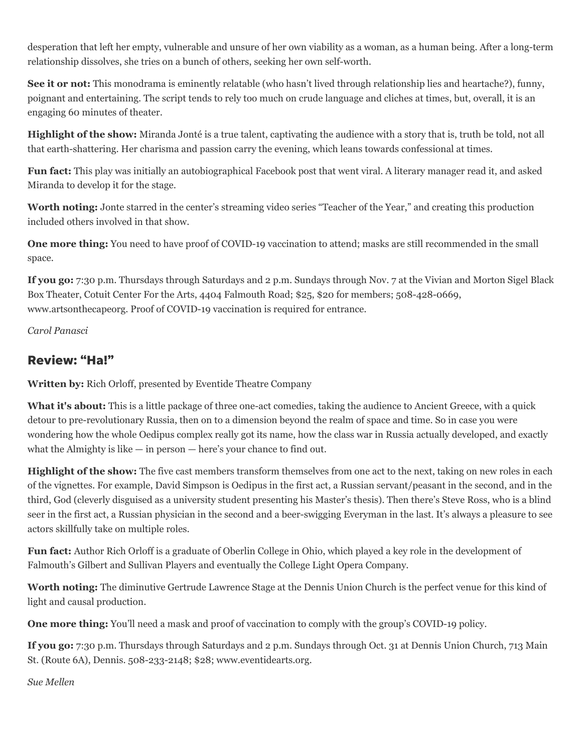desperation that left her empty, vulnerable and unsure of her own viability as a woman, as a human being. After a long-term relationship dissolves, she tries on a bunch of others, seeking her own self-worth.

**See it or not:** This monodrama is eminently relatable (who hasn't lived through relationship lies and heartache?), funny, poignant and entertaining. The script tends to rely too much on crude language and cliches at times, but, overall, it is an engaging 60 minutes of theater.

**Highlight of the show:** Miranda Jonté is a true talent, captivating the audience with a story that is, truth be told, not all that earth-shattering. Her charisma and passion carry the evening, which leans towards confessional at times.

**Fun fact:** This play was initially an autobiographical Facebook post that went viral. A literary manager read it, and asked Miranda to develop it for the stage.

**Worth noting:** Jonte starred in the center's streaming video series "Teacher of the Year," and creating this production included others involved in that show.

**One more thing:** You need to have proof of COVID-19 vaccination to attend; masks are still recommended in the small space.

**If you go:** 7:30 p.m. Thursdays through Saturdays and 2 p.m. Sundays through Nov. 7 at the Vivian and Morton Sigel Black Box Theater, Cotuit Center For the Arts, 4404 Falmouth Road; $25, $20 for members; 508-428-0669, www.artsonthecapeorg. Proof of COVID-19 vaccination is required for entrance.

*Carol Panasci*

## Review: "Ha!"

**Written by:** Rich Orloff, presented by Eventide Theatre Company

**What it's about:** This is a little package of three one-act comedies, taking the audience to Ancient Greece, with a quick detour to pre-revolutionary Russia, then on to a dimension beyond the realm of space and time. So in case you were wondering how the whole Oedipus complex really got its name, how the class war in Russia actually developed, and exactly what the Almighty is like — in person — here's your chance to find out.

**Highlight of the show:** The five cast members transform themselves from one act to the next, taking on new roles in each of the vignettes. For example, David Simpson is Oedipus in the first act, a Russian servant/peasant in the second, and in the third, God (cleverly disguised as a university student presenting his Master's thesis). Then there's Steve Ross, who is a blind seer in the first act, a Russian physician in the second and a beer-swigging Everyman in the last. It's always a pleasure to see actors skillfully take on multiple roles.

**Fun fact:** Author Rich Orloff is a graduate of Oberlin College in Ohio, which played a key role in the development of Falmouth's Gilbert and Sullivan Players and eventually the College Light Opera Company.

**Worth noting:** The diminutive Gertrude Lawrence Stage at the Dennis Union Church is the perfect venue for this kind of light and causal production.

**One more thing:** You'll need a mask and proof of vaccination to comply with the group's COVID-19 policy.

**If you go:** 7:30 p.m. Thursdays through Saturdays and 2 p.m. Sundays through Oct. 31 at Dennis Union Church, 713 Main St. (Route 6A), Dennis. 508-233-2148; $28; www.eventidearts.org.

*Sue Mellen*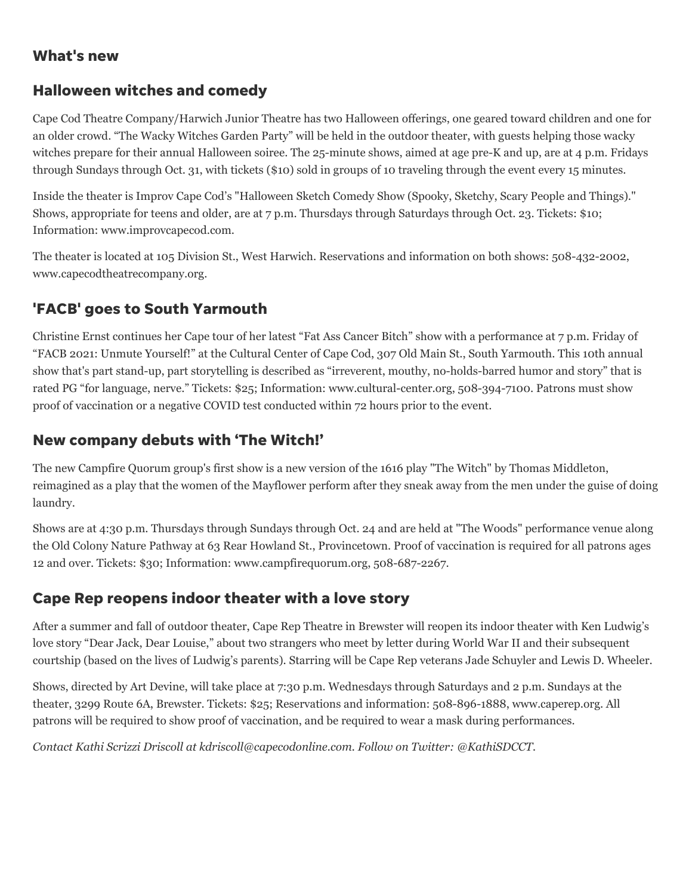## What's new

## Halloween witches and comedy

Cape Cod Theatre Company/Harwich Junior Theatre has two Halloween offerings, one geared toward children and one for an older crowd. “The Wacky Witches Garden Party” will be held in the outdoor theater, with guests helping those wacky witches prepare for their annual Halloween soiree. The 25-minute shows, aimed at age pre-K and up, are at 4 p.m. Fridays through Sundays through Oct. 31, with tickets ($10) sold in groups of 10 traveling through the event every 15 minutes.

Inside the theater is Improv Cape Cod’s "Halloween Sketch Comedy Show (Spooky, Sketchy, Scary People and Things)." Shows, appropriate for teens and older, are at 7 p.m. Thursdays through Saturdays through Oct. 23. Tickets: $10; Information: www.improvcapecod.com.

The theater is located at 105 Division St., West Harwich. Reservations and information on both shows: 508-432-2002, www.capecodtheatrecompany.org.

## 'FACB' goes to South Yarmouth

Christine Ernst continues her Cape tour of her latest “Fat Ass Cancer Bitch” show with a performance at 7 p.m. Friday of “FACB 2021: Unmute Yourself!” at the Cultural Center of Cape Cod, 307 Old Main St., South Yarmouth. This 10th annual show that's part stand-up, part storytelling is described as “irreverent, mouthy, no-holds-barred humor and story” that is rated PG “for language, nerve.” Tickets: $25; Information: www.cultural-center.org, 508-394-7100. Patrons must show proof of vaccination or a negative COVID test conducted within 72 hours prior to the event.

## New company debuts with ‘The Witch!’

The new Campfire Quorum group's first show is a new version of the 1616 play "The Witch" by Thomas Middleton, reimagined as a play that the women of the Mayflower perform after they sneak away from the men under the guise of doing laundry.

Shows are at 4:30 p.m. Thursdays through Sundays through Oct. 24 and are held at "The Woods" performance venue along the Old Colony Nature Pathway at 63 Rear Howland St., Provincetown. Proof of vaccination is required for all patrons ages 12 and over. Tickets: $30; Information: www.campfirequorum.org, 508-687-2267.

## Cape Rep reopens indoor theater with a love story

After a summer and fall of outdoor theater, Cape Rep Theatre in Brewster will reopen its indoor theater with Ken Ludwig’s love story “Dear Jack, Dear Louise,” about two strangers who meet by letter during World War II and their subsequent courtship (based on the lives of Ludwig’s parents). Starring will be Cape Rep veterans Jade Schuyler and Lewis D. Wheeler.

Shows, directed by Art Devine, will take place at 7:30 p.m. Wednesdays through Saturdays and 2 p.m. Sundays at the theater, 3299 Route 6A, Brewster. Tickets: $25; Reservations and information: 508-896-1888, www.caperep.org. All patrons will be required to show proof of vaccination, and be required to wear a mask during performances.

*Contact Kathi Scrizzi Driscoll at kdriscoll@capecodonline.com. Follow on Twitter: @KathiSDCCT.*